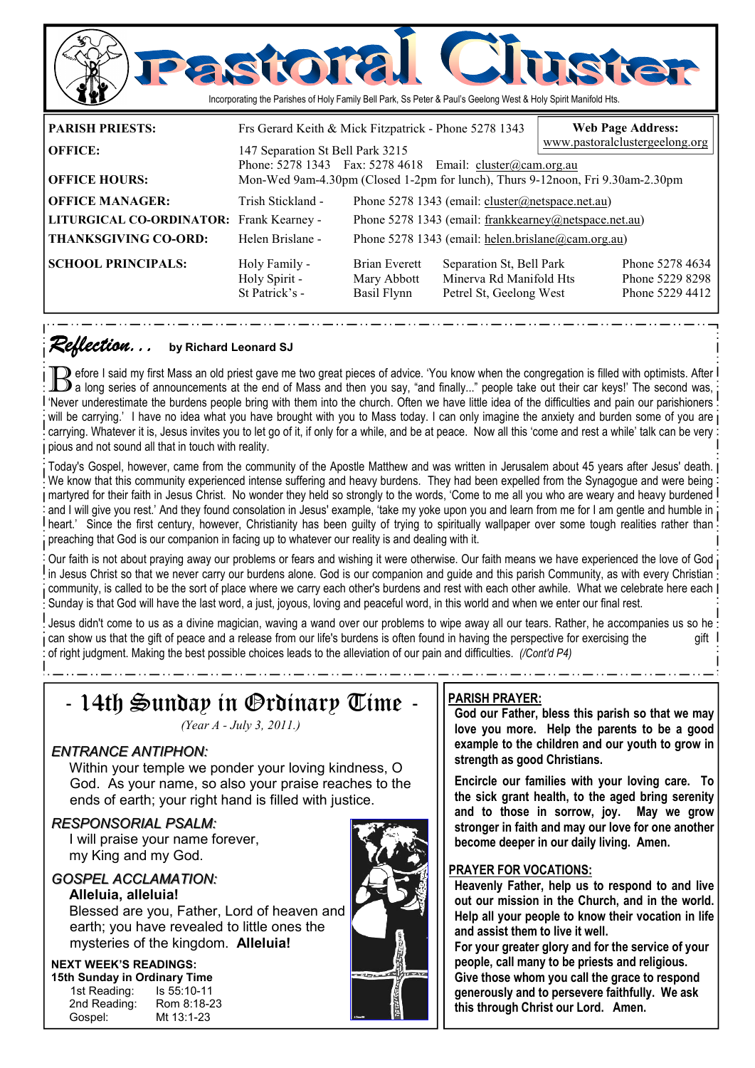# Pastoral Cluster

Incorporating the Parishes of Holy Family Bell Park, Ss Peter & Paul's Geelong West & Holy Spirit Manifold Hts.

**Web Page Address:** www.pastoralclustergeelong.org

| | | | | |
|---|---|---|---|---|
| **PARISH PRIESTS:** | Frs Gerard Keith & Mick Fitzpatrick - Phone 5278 1343 | | | |
| **OFFICE:** | 147 Separation St Bell Park 3215<br>Phone: 5278 1343 Fax: 5278 4618 Email: cluster@cam.org.au | | | |
| **OFFICE HOURS:** | Mon-Wed 9am-4.30pm (Closed 1-2pm for lunch), Thurs 9-12noon, Fri 9.30am-2.30pm | | | |
| **OFFICE MANAGER:** | Trish Stickland - | Phone 5278 1343 (email: cluster@netspace.net.au) | | |
| **LITURGICAL CO-ORDINATOR:** | Frank Kearney - | Phone 5278 1343 (email: frankkearney@netspace.net.au) | | |
| **THANKSGIVING CO-ORD:** | Helen Brislane - | Phone 5278 1343 (email: helen.brislane@cam.org.au) | | |
| **SCHOOL PRINCIPALS:** | Holy Family - | Brian Everett | Separation St, Bell Park | Phone 5278 4634 |
| | Holy Spirit - | Mary Abbott | Minerva Rd Manifold Hts | Phone 5229 8298 |
| | St Patrick's - | Basil Flynn | Petrel St, Geelong West | Phone 5229 4412 |

## *Reflection...* by Richard Leonard SJ

Before I said my first Mass an old priest gave me two great pieces of advice. 'You know when the congregation is filled with optimists. After a long series of announcements at the end of Mass and then you say, "and finally..." people take out their car keys!' The second was, 'Never underestimate the burdens people bring with them into the church. Often we have little idea of the difficulties and pain our parishioners will be carrying.' I have no idea what you have brought with you to Mass today. I can only imagine the anxiety and burden some of you are carrying. Whatever it is, Jesus invites you to let go of it, if only for a while, and be at peace. Now all this 'come and rest a while' talk can be very pious and not sound all that in touch with reality.

Today's Gospel, however, came from the community of the Apostle Matthew and was written in Jerusalem about 45 years after Jesus' death. We know that this community experienced intense suffering and heavy burdens. They had been expelled from the Synagogue and were being martyred for their faith in Jesus Christ. No wonder they held so strongly to the words, 'Come to me all you who are weary and heavy burdened and I will give you rest.' And they found consolation in Jesus' example, 'take my yoke upon you and learn from me for I am gentle and humble in heart.' Since the first century, however, Christianity has been guilty of trying to spiritually wallpaper over some tough realities rather than preaching that God is our companion in facing up to whatever our reality is and dealing with it.

Our faith is not about praying away our problems or fears and wishing it were otherwise. Our faith means we have experienced the love of God in Jesus Christ so that we never carry our burdens alone. God is our companion and guide and this parish Community, as with every Christian community, is called to be the sort of place where we carry each other's burdens and rest with each other awhile. What we celebrate here each Sunday is that God will have the last word, a just, joyous, loving and peaceful word, in this world and when we enter our final rest.

Jesus didn't come to us as a divine magician, waving a wand over our problems to wipe away all our tears. Rather, he accompanies us so he can show us that the gift of peace and a release from our life's burdens is often found in having the perspective for exercising the gift of right judgment. Making the best possible choices leads to the alleviation of our pain and difficulties. *(/Cont'd P4)*

## - 14th Sunday in Ordinary Time -

*(Year A - July 3, 2011.)*

### *ENTRANCE ANTIPHON:*

Within your temple we ponder your loving kindness, O God. As your name, so also your praise reaches to the ends of earth; your right hand is filled with justice.

### *RESPONSORIAL PSALM:*

I will praise your name forever,
my King and my God.

### *GOSPEL ACCLAMATION:*

**Alleluia, alleluia!**
Blessed are you, Father, Lord of heaven and earth; you have revealed to little ones the mysteries of the kingdom. **Alleluia!**

**NEXT WEEK'S READINGS:**
**15th Sunday in Ordinary Time**

| | |
|---|---|
| 1st Reading: | Is 55:10-11 |
| 2nd Reading: | Rom 8:18-23 |
| Gospel: | Mt 13:1-23 |

### PARISH PRAYER:

**God our Father, bless this parish so that we may love you more. Help the parents to be a good example to the children and our youth to grow in strength as good Christians.**

**Encircle our families with your loving care. To the sick grant health, to the aged bring serenity and to those in sorrow, joy. May we grow stronger in faith and may our love for one another become deeper in our daily living. Amen.**

### PRAYER FOR VOCATIONS:

**Heavenly Father, help us to respond to and live out our mission in the Church, and in the world. Help all your people to know their vocation in life and assist them to live it well.**
**For your greater glory and for the service of your people, call many to be priests and religious. Give those whom you call the grace to respond generously and to persevere faithfully. We ask this through Christ our Lord. Amen.**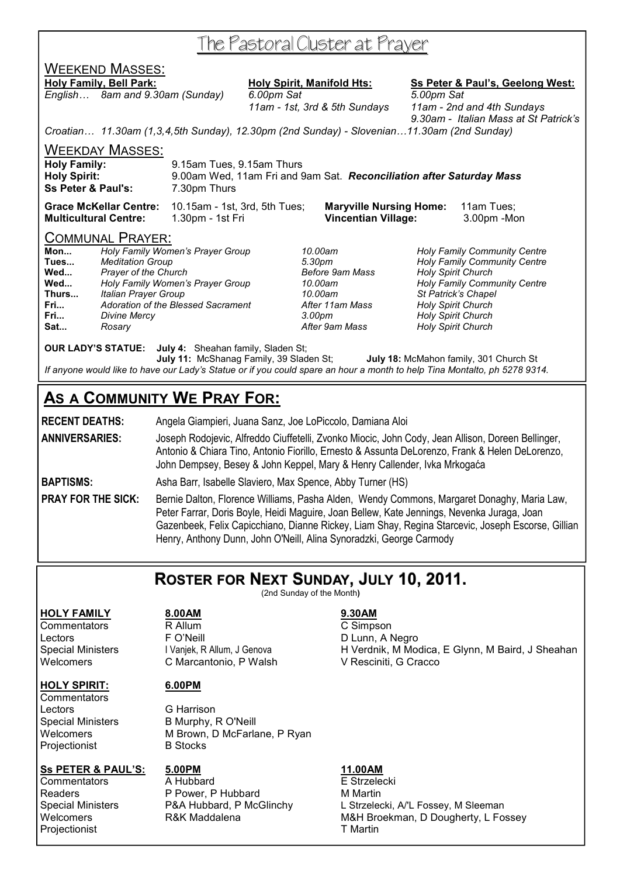# The Pastoral Cluster at Prayer

## Weekend Masses:

| **Holy Family, Bell Park:** | **Holy Spirit, Manifold Hts:** | **Ss Peter & Paul's, Geelong West:** |
|---|---|---|
| *English… 8am and 9.30am (Sunday)* | *6.00pm Sat* | *5.00pm Sat* |
| | *11am - 1st, 3rd & 5th Sundays* | *11am - 2nd and 4th Sundays* |
| | | *9.30am - Italian Mass at St Patrick's* |

*Croatian… 11.30am (1,3,4,5th Sunday), 12.30pm (2nd Sunday) - Slovenian…11.30am (2nd Sunday)*

## Weekday Masses:

**Holy Family:** 9.15am Tues, 9.15am Thurs
**Holy Spirit:** 9.00am Wed, 11am Fri and 9am Sat. ***Reconciliation after Saturday Mass***
**Ss Peter & Paul's:** 7.30pm Thurs

**Grace McKellar Centre:** 10.15am - 1st, 3rd, 5th Tues; **Maryville Nursing Home:** 11am Tues;
**Multicultural Centre:** 1.30pm - 1st Fri **Vincentian Village:** 3.00pm -Mon

## Communal Prayer:

| | | | |
|---|---|---|---|
| **Mon...** | *Holy Family Women's Prayer Group* | *10.00am* | *Holy Family Community Centre* |
| **Tues...** | *Meditation Group* | *5.30pm* | *Holy Family Community Centre* |
| **Wed...** | *Prayer of the Church* | *Before 9am Mass* | *Holy Spirit Church* |
| **Wed...** | *Holy Family Women's Prayer Group* | *10.00am* | *Holy Family Community Centre* |
| **Thurs...** | *Italian Prayer Group* | *10.00am* | *St Patrick's Chapel* |
| **Fri...** | *Adoration of the Blessed Sacrament* | *After 11am Mass* | *Holy Spirit Church* |
| **Fri...** | *Divine Mercy* | *3.00pm* | *Holy Spirit Church* |
| **Sat...** | *Rosary* | *After 9am Mass* | *Holy Spirit Church* |

**OUR LADY'S STATUE:** **July 4:** Sheahan family, Sladen St; **July 11:** McShanag Family, 39 Sladen St; **July 18:** McMahon family, 301 Church St

*If anyone would like to have our Lady's Statue or if you could spare an hour a month to help Tina Montalto, ph 5278 9314.*

## As a Community We Pray For:

**RECENT DEATHS:** Angela Giampieri, Juana Sanz, Joe LoPiccolo, Damiana Aloi

**ANNIVERSARIES:** Joseph Rodojevic, Alfreddo Ciuffetelli, Zvonko Miocic, John Cody, Jean Allison, Doreen Bellinger, Antonio & Chiara Tino, Antonio Fiorillo, Ernesto & Assunta DeLorenzo, Frank & Helen DeLorenzo, John Dempsey, Besey & John Keppel, Mary & Henry Callender, Ivka Mrkogaća

**BAPTISMS:** Asha Barr, Isabelle Slaviero, Max Spence, Abby Turner (HS)

**PRAY FOR THE SICK:** Bernie Dalton, Florence Williams, Pasha Alden, Wendy Commons, Margaret Donaghy, Maria Law, Peter Farrar, Doris Boyle, Heidi Maguire, Joan Bellew, Kate Jennings, Nevenka Juraga, Joan Gazenbeek, Felix Capicchiano, Dianne Rickey, Liam Shay, Regina Starcevic, Joseph Escorse, Gillian Henry, Anthony Dunn, John O'Neill, Alina Synoradzki, George Carmody

## Roster for Next Sunday, July 10, 2011.

(2nd Sunday of the Month)

| **HOLY FAMILY** | **8.00AM** | **9.30AM** |
|---|---|---|
| Commentators | R Allum | C Simpson |
| Lectors | F O'Neill | D Lunn, A Negro |
| Special Ministers | I Vanjek, R Allum, J Genova | H Verdnik, M Modica, E Glynn, M Baird, J Sheahan |
| Welcomers | C Marcantonio, P Walsh | V Resciniti, G Cracco |

| **HOLY SPIRIT:** | **6.00PM** |
|---|---|
| Commentators | |
| Lectors | G Harrison |
| Special Ministers | B Murphy, R O'Neill |
| Welcomers | M Brown, D McFarlane, P Ryan |
| Projectionist | B Stocks |

| **Ss PETER & PAUL'S:** | **5.00PM** | **11.00AM** |
|---|---|---|
| Commentators | A Hubbard | E Strzelecki |
| Readers | P Power, P Hubbard | M Martin |
| Special Ministers | P&A Hubbard, P McGlinchy | L Strzelecki, A/'L Fossey, M Sleeman |
| Welcomers | R&K Maddalena | M&H Broekman, D Dougherty, L Fossey |
| Projectionist | | T Martin |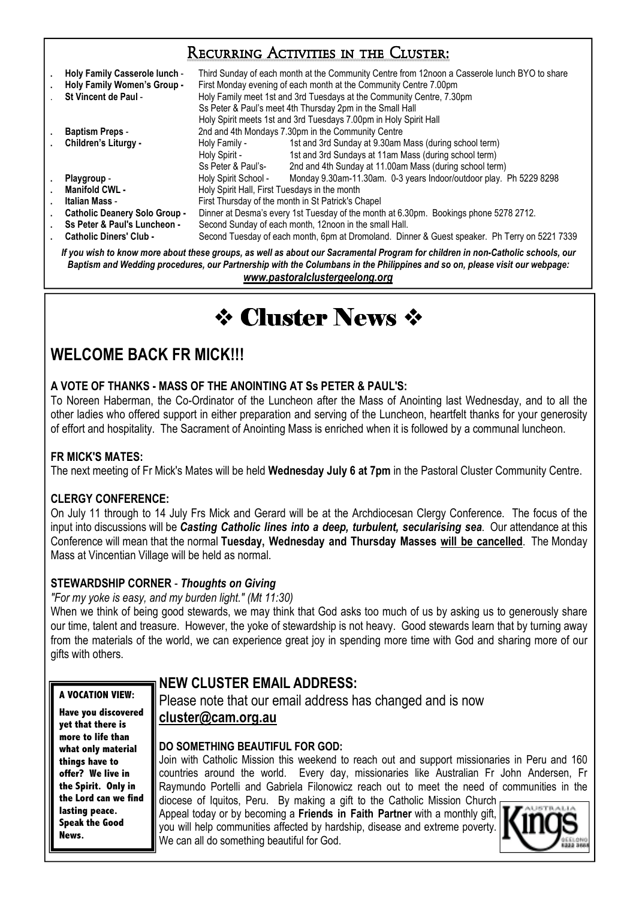## Recurring Activities in the Cluster:

- **Holy Family Casserole lunch** - Third Sunday of each month at the Community Centre from 12noon a Casserole lunch BYO to share
- **Holy Family Women's Group -** First Monday evening of each month at the Community Centre 7.00pm
- **St Vincent de Paul** - Holy Family meet 1st and 3rd Tuesdays at the Community Centre, 7.30pm
  Ss Peter & Paul's meet 4th Thursday 2pm in the Small Hall
  Holy Spirit meets 1st and 3rd Tuesdays 7.00pm in Holy Spirit Hall
- **Baptism Preps** - 2nd and 4th Mondays 7.30pm in the Community Centre
- **Children's Liturgy -** Holy Family - 1st and 3rd Sunday at 9.30am Mass (during school term)
  Holy Spirit - 1st and 3rd Sundays at 11am Mass (during school term)
  Ss Peter & Paul's- 2nd and 4th Sunday at 11.00am Mass (during school term)
- **Playgroup** - Holy Spirit School - Monday 9.30am-11.30am. 0-3 years Indoor/outdoor play. Ph 5229 8298
- **Manifold CWL -** Holy Spirit Hall, First Tuesdays in the month
- **Italian Mass** - First Thursday of the month in St Patrick's Chapel
- **Catholic Deanery Solo Group -** Dinner at Desma's every 1st Tuesday of the month at 6.30pm. Bookings phone 5278 2712.
- **Ss Peter & Paul's Luncheon -** Second Sunday of each month, 12noon in the small Hall.
- **Catholic Diners' Club -** Second Tuesday of each month, 6pm at Dromoland. Dinner & Guest speaker. Ph Terry on 5221 7339

***If you wish to know more about these groups, as well as about our Sacramental Program for children in non-Catholic schools, our Baptism and Wedding procedures, our Partnership with the Columbans in the Philippines and so on, please visit our webpage: www.pastoralclustergeelong.org***

# ❖ Cluster News ❖

## WELCOME BACK FR MICK!!!

### A VOTE OF THANKS - MASS OF THE ANOINTING AT Ss PETER & PAUL'S:

To Noreen Haberman, the Co-Ordinator of the Luncheon after the Mass of Anointing last Wednesday, and to all the other ladies who offered support in either preparation and serving of the Luncheon, heartfelt thanks for your generosity of effort and hospitality. The Sacrament of Anointing Mass is enriched when it is followed by a communal luncheon.

### FR MICK'S MATES:

The next meeting of Fr Mick's Mates will be held **Wednesday July 6 at 7pm** in the Pastoral Cluster Community Centre.

### CLERGY CONFERENCE:

On July 11 through to 14 July Frs Mick and Gerard will be at the Archdiocesan Clergy Conference. The focus of the input into discussions will be ***Casting Catholic lines into a deep, turbulent, secularising sea***. Our attendance at this Conference will mean that the normal **Tuesday, Wednesday and Thursday Masses will be cancelled**. The Monday Mass at Vincentian Village will be held as normal.

### STEWARDSHIP CORNER - *Thoughts on Giving*

*"For my yoke is easy, and my burden light." (Mt 11:30)*

When we think of being good stewards, we may think that God asks too much of us by asking us to generously share our time, talent and treasure. However, the yoke of stewardship is not heavy. Good stewards learn that by turning away from the materials of the world, we can experience great joy in spending more time with God and sharing more of our gifts with others.

**A VOCATION VIEW:**

**Have you discovered yet that there is more to life than what only material things have to offer? We live in the Spirit. Only in the Lord can we find lasting peace. Speak the Good News.**

## NEW CLUSTER EMAIL ADDRESS:

Please note that our email address has changed and is now **cluster@cam.org.au**

### DO SOMETHING BEAUTIFUL FOR GOD:

Join with Catholic Mission this weekend to reach out and support missionaries in Peru and 160 countries around the world. Every day, missionaries like Australian Fr John Andersen, Fr Raymundo Portelli and Gabriela Filonowicz reach out to meet the need of communities in the diocese of Iquitos, Peru. By making a gift to the Catholic Mission Church Appeal today or by becoming a **Friends in Faith Partner** with a monthly gift, you will help communities affected by hardship, disease and extreme poverty. We can all do something beautiful for God.

Kings Australia Geelong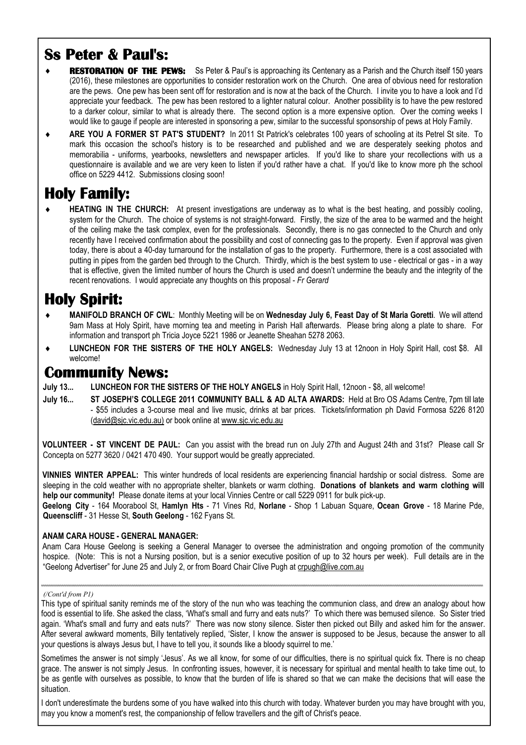## Ss Peter & Paul's:

- **RESTORATION OF THE PEWS:** Ss Peter & Paul's is approaching its Centenary as a Parish and the Church itself 150 years (2016), these milestones are opportunities to consider restoration work on the Church. One area of obvious need for restoration are the pews. One pew has been sent off for restoration and is now at the back of the Church. I invite you to have a look and I'd appreciate your feedback. The pew has been restored to a lighter natural colour. Another possibility is to have the pew restored to a darker colour, similar to what is already there. The second option is a more expensive option. Over the coming weeks I would like to gauge if people are interested in sponsoring a pew, similar to the successful sponsorship of pews at Holy Family.
- **ARE YOU A FORMER ST PAT'S STUDENT?** In 2011 St Patrick's celebrates 100 years of schooling at its Petrel St site. To mark this occasion the school's history is to be researched and published and we are desperately seeking photos and memorabilia - uniforms, yearbooks, newsletters and newspaper articles. If you'd like to share your recollections with us a questionnaire is available and we are very keen to listen if you'd rather have a chat. If you'd like to know more ph the school office on 5229 4412. Submissions closing soon!

## Holy Family:

- **HEATING IN THE CHURCH:** At present investigations are underway as to what is the best heating, and possibly cooling, system for the Church. The choice of systems is not straight-forward. Firstly, the size of the area to be warmed and the height of the ceiling make the task complex, even for the professionals. Secondly, there is no gas connected to the Church and only recently have I received confirmation about the possibility and cost of connecting gas to the property. Even if approval was given today, there is about a 40-day turnaround for the installation of gas to the property. Furthermore, there is a cost associated with putting in pipes from the garden bed through to the Church. Thirdly, which is the best system to use - electrical or gas - in a way that is effective, given the limited number of hours the Church is used and doesn't undermine the beauty and the integrity of the recent renovations. I would appreciate any thoughts on this proposal - *Fr Gerard*

## Holy Spirit:

- **MANIFOLD BRANCH OF CWL**: Monthly Meeting will be on **Wednesday July 6, Feast Day of St Maria Goretti**. We will attend 9am Mass at Holy Spirit, have morning tea and meeting in Parish Hall afterwards. Please bring along a plate to share. For information and transport ph Tricia Joyce 5221 1986 or Jeanette Sheahan 5278 2063.
- **LUNCHEON FOR THE SISTERS OF THE HOLY ANGELS:** Wednesday July 13 at 12noon in Holy Spirit Hall, cost $8. All welcome!

## Community News:

**July 13...** **LUNCHEON FOR THE SISTERS OF THE HOLY ANGELS** in Holy Spirit Hall, 12noon - $8, all welcome!

**July 16...** **ST JOSEPH'S COLLEGE 2011 COMMUNITY BALL & AD ALTA AWARDS:** Held at Bro OS Adams Centre, 7pm till late - $55 includes a 3-course meal and live music, drinks at bar prices. Tickets/information ph David Formosa 5226 8120 (david@sjc.vic.edu.au) or book online at www.sjc.vic.edu.au

**VOLUNTEER - ST VINCENT DE PAUL:** Can you assist with the bread run on July 27th and August 24th and 31st? Please call Sr Concepta on 5277 3620 / 0421 470 490. Your support would be greatly appreciated.

**VINNIES WINTER APPEAL:** This winter hundreds of local residents are experiencing financial hardship or social distress. Some are sleeping in the cold weather with no appropriate shelter, blankets or warm clothing. **Donations of blankets and warm clothing will help our community!** Please donate items at your local Vinnies Centre or call 5229 0911 for bulk pick-up.
**Geelong City** - 164 Moorabool St, **Hamlyn Hts** - 71 Vines Rd, **Norlane** - Shop 1 Labuan Square, **Ocean Grove** - 18 Marine Pde, **Queenscliff** - 31 Hesse St, **South Geelong** - 162 Fyans St.

**ANAM CARA HOUSE - GENERAL MANAGER:**
Anam Cara House Geelong is seeking a General Manager to oversee the administration and ongoing promotion of the community hospice. (Note: This is not a Nursing position, but is a senior executive position of up to 32 hours per week). Full details are in the "Geelong Advertiser" for June 25 and July 2, or from Board Chair Clive Pugh at crpugh@live.com.au

---

*(/Cont'd from P1)*

This type of spiritual sanity reminds me of the story of the nun who was teaching the communion class, and drew an analogy about how food is essential to life. She asked the class, 'What's small and furry and eats nuts?' To which there was bemused silence. So Sister tried again. 'What's small and furry and eats nuts?' There was now stony silence. Sister then picked out Billy and asked him for the answer. After several awkward moments, Billy tentatively replied, 'Sister, I know the answer is supposed to be Jesus, because the answer to all your questions is always Jesus but, I have to tell you, it sounds like a bloody squirrel to me.'

Sometimes the answer is not simply 'Jesus'. As we all know, for some of our difficulties, there is no spiritual quick fix. There is no cheap grace. The answer is not simply Jesus. In confronting issues, however, it is necessary for spiritual and mental health to take time out, to be as gentle with ourselves as possible, to know that the burden of life is shared so that we can make the decisions that will ease the situation.

I don't underestimate the burdens some of you have walked into this church with today. Whatever burden you may have brought with you, may you know a moment's rest, the companionship of fellow travellers and the gift of Christ's peace.